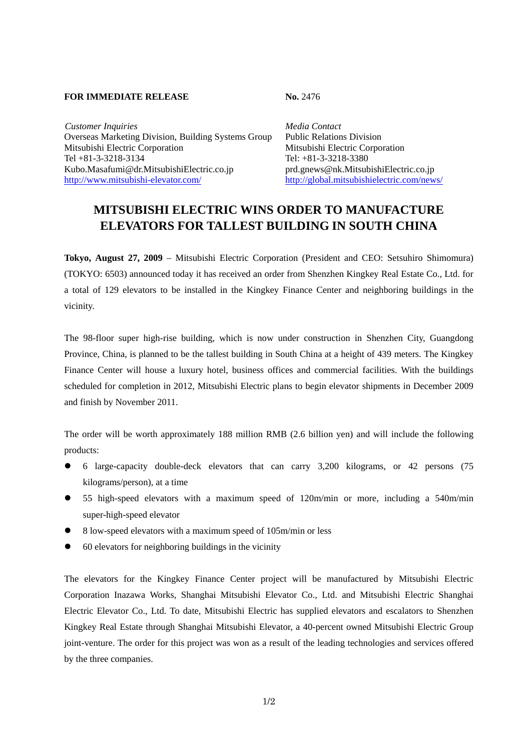**FOR IMMEDIATE RELEASE** **No.** 2476

*Customer Inquiries*
Overseas Marketing Division, Building Systems Group
Mitsubishi Electric Corporation
Tel +81-3-3218-3134
Kubo.Masafumi@dr.MitsubishiElectric.co.jp
http://www.mitsubishi-elevator.com/

*Media Contact*
Public Relations Division
Mitsubishi Electric Corporation
Tel: +81-3-3218-3380
prd.gnews@nk.MitsubishiElectric.co.jp
http://global.mitsubishielectric.com/news/

# MITSUBISHI ELECTRIC WINS ORDER TO MANUFACTURE ELEVATORS FOR TALLEST BUILDING IN SOUTH CHINA

**Tokyo, August 27, 2009** – Mitsubishi Electric Corporation (President and CEO: Setsuhiro Shimomura) (TOKYO: 6503) announced today it has received an order from Shenzhen Kingkey Real Estate Co., Ltd. for a total of 129 elevators to be installed in the Kingkey Finance Center and neighboring buildings in the vicinity.

The 98-floor super high-rise building, which is now under construction in Shenzhen City, Guangdong Province, China, is planned to be the tallest building in South China at a height of 439 meters. The Kingkey Finance Center will house a luxury hotel, business offices and commercial facilities. With the buildings scheduled for completion in 2012, Mitsubishi Electric plans to begin elevator shipments in December 2009 and finish by November 2011.

The order will be worth approximately 188 million RMB (2.6 billion yen) and will include the following products:

- 6 large-capacity double-deck elevators that can carry 3,200 kilograms, or 42 persons (75 kilograms/person), at a time
- 55 high-speed elevators with a maximum speed of 120m/min or more, including a 540m/min super-high-speed elevator
- 8 low-speed elevators with a maximum speed of 105m/min or less
- 60 elevators for neighboring buildings in the vicinity

The elevators for the Kingkey Finance Center project will be manufactured by Mitsubishi Electric Corporation Inazawa Works, Shanghai Mitsubishi Elevator Co., Ltd. and Mitsubishi Electric Shanghai Electric Elevator Co., Ltd. To date, Mitsubishi Electric has supplied elevators and escalators to Shenzhen Kingkey Real Estate through Shanghai Mitsubishi Elevator, a 40-percent owned Mitsubishi Electric Group joint-venture. The order for this project was won as a result of the leading technologies and services offered by the three companies.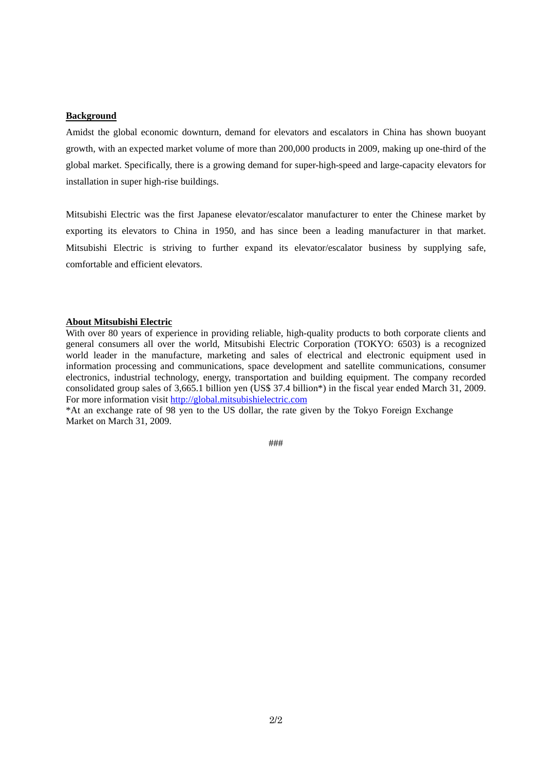**Background**

Amidst the global economic downturn, demand for elevators and escalators in China has shown buoyant growth, with an expected market volume of more than 200,000 products in 2009, making up one-third of the global market. Specifically, there is a growing demand for super-high-speed and large-capacity elevators for installation in super high-rise buildings.

Mitsubishi Electric was the first Japanese elevator/escalator manufacturer to enter the Chinese market by exporting its elevators to China in 1950, and has since been a leading manufacturer in that market. Mitsubishi Electric is striving to further expand its elevator/escalator business by supplying safe, comfortable and efficient elevators.

**About Mitsubishi Electric**

With over 80 years of experience in providing reliable, high-quality products to both corporate clients and general consumers all over the world, Mitsubishi Electric Corporation (TOKYO: 6503) is a recognized world leader in the manufacture, marketing and sales of electrical and electronic equipment used in information processing and communications, space development and satellite communications, consumer electronics, industrial technology, energy, transportation and building equipment. The company recorded consolidated group sales of 3,665.1 billion yen (US$ 37.4 billion*) in the fiscal year ended March 31, 2009. For more information visit http://global.mitsubishielectric.com

*At an exchange rate of 98 yen to the US dollar, the rate given by the Tokyo Foreign Exchange Market on March 31, 2009.

###